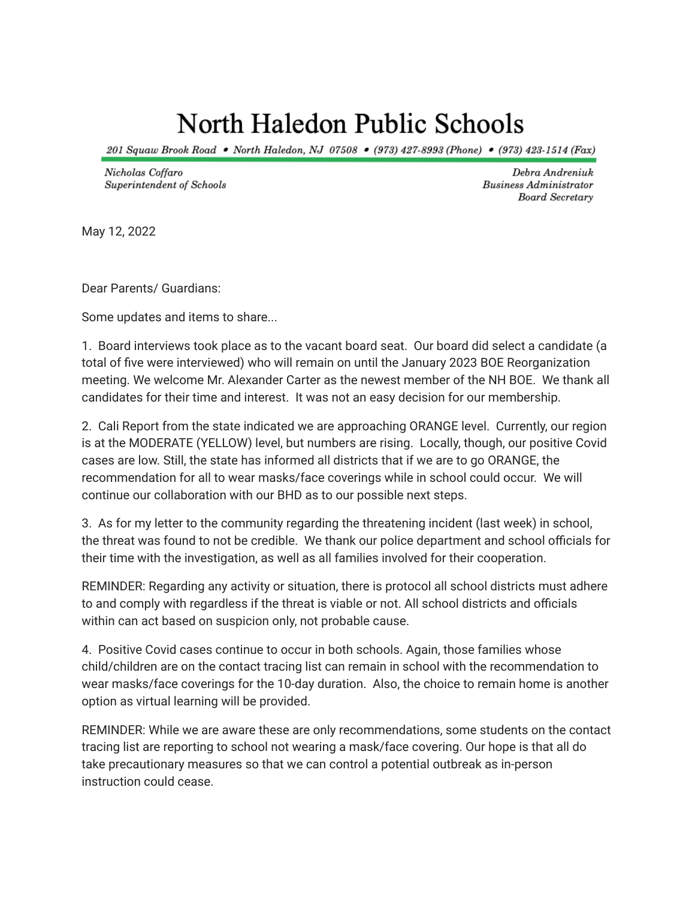# North Haledon Public Schools

*201 Squaw Brook Road • North Haledon, NJ 07508 • (973) 427-8993 (Phone) • (973) 423-1514 (Fax)*

*Nicholas Coffaro*
*Superintendent of Schools*

*Debra Andreniuk*
*Business Administrator*
*Board Secretary*

May 12, 2022

Dear Parents/ Guardians:

Some updates and items to share...

1. Board interviews took place as to the vacant board seat. Our board did select a candidate (a total of five were interviewed) who will remain on until the January 2023 BOE Reorganization meeting. We welcome Mr. Alexander Carter as the newest member of the NH BOE. We thank all candidates for their time and interest. It was not an easy decision for our membership.

2. Cali Report from the state indicated we are approaching ORANGE level. Currently, our region is at the MODERATE (YELLOW) level, but numbers are rising. Locally, though, our positive Covid cases are low. Still, the state has informed all districts that if we are to go ORANGE, the recommendation for all to wear masks/face coverings while in school could occur. We will continue our collaboration with our BHD as to our possible next steps.

3. As for my letter to the community regarding the threatening incident (last week) in school, the threat was found to not be credible. We thank our police department and school officials for their time with the investigation, as well as all families involved for their cooperation.

REMINDER: Regarding any activity or situation, there is protocol all school districts must adhere to and comply with regardless if the threat is viable or not. All school districts and officials within can act based on suspicion only, not probable cause.

4. Positive Covid cases continue to occur in both schools. Again, those families whose child/children are on the contact tracing list can remain in school with the recommendation to wear masks/face coverings for the 10-day duration. Also, the choice to remain home is another option as virtual learning will be provided.

REMINDER: While we are aware these are only recommendations, some students on the contact tracing list are reporting to school not wearing a mask/face covering. Our hope is that all do take precautionary measures so that we can control a potential outbreak as in-person instruction could cease.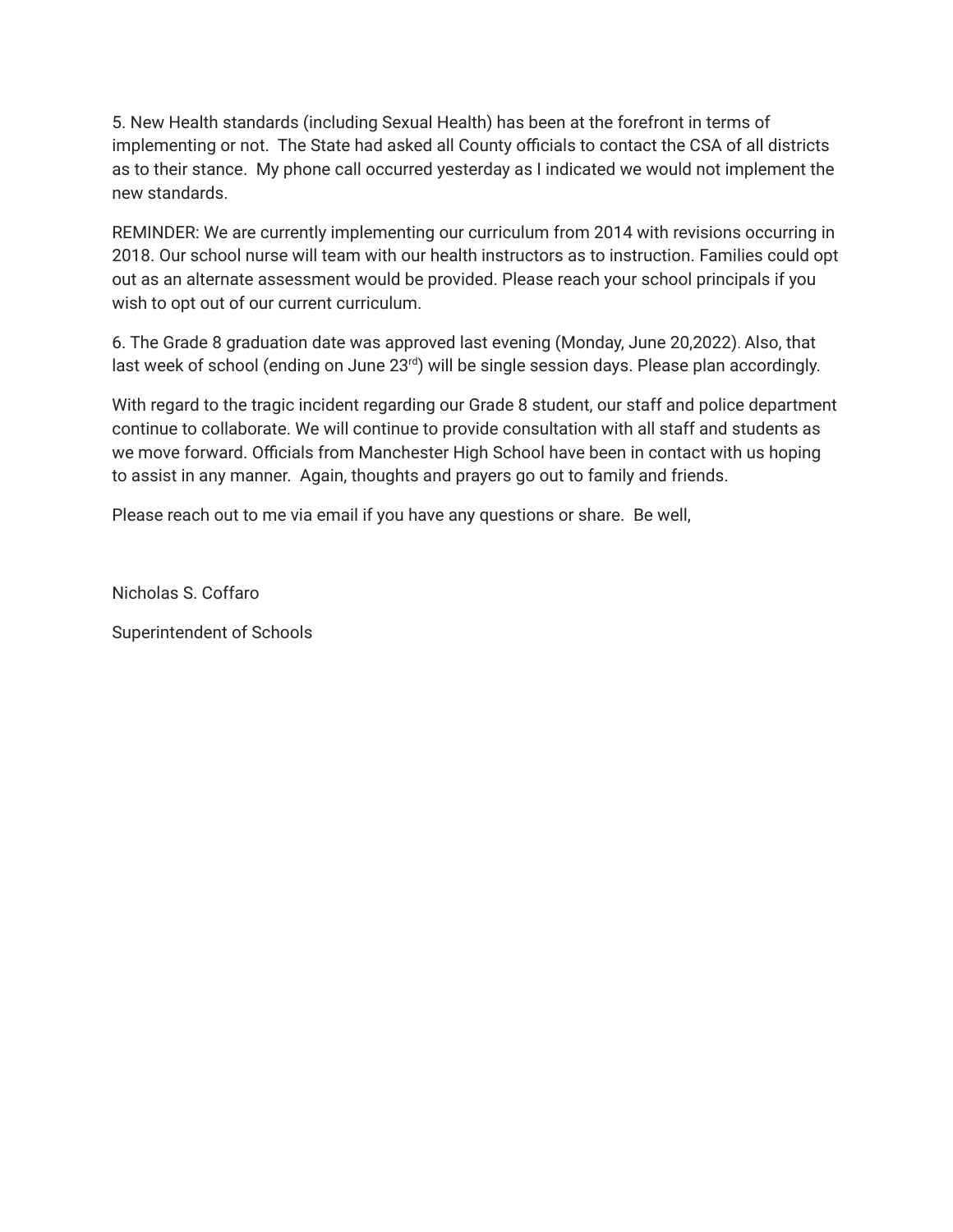5. New Health standards (including Sexual Health) has been at the forefront in terms of implementing or not. The State had asked all County officials to contact the CSA of all districts as to their stance. My phone call occurred yesterday as I indicated we would not implement the new standards.

REMINDER: We are currently implementing our curriculum from 2014 with revisions occurring in 2018. Our school nurse will team with our health instructors as to instruction. Families could opt out as an alternate assessment would be provided. Please reach your school principals if you wish to opt out of our current curriculum.

6. The Grade 8 graduation date was approved last evening (Monday, June 20,2022). Also, that last week of school (ending on June 23rd) will be single session days. Please plan accordingly.

With regard to the tragic incident regarding our Grade 8 student, our staff and police department continue to collaborate. We will continue to provide consultation with all staff and students as we move forward. Officials from Manchester High School have been in contact with us hoping to assist in any manner. Again, thoughts and prayers go out to family and friends.

Please reach out to me via email if you have any questions or share. Be well,

Nicholas S. Coffaro

Superintendent of Schools